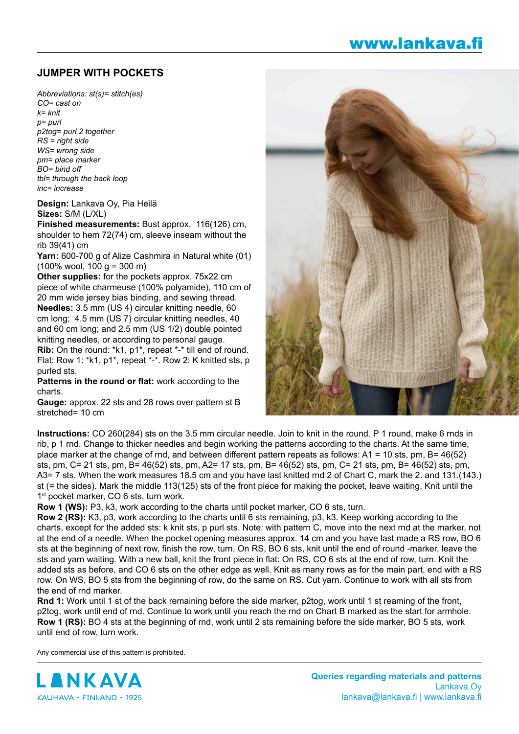## JUMPER WITH POCKETS

*Abbreviations: st(s)= stitch(es)*
*CO= cast on*
*k= knit*
*p= purl*
*p2tog= purl 2 together*
*RS = right side*
*WS= wrong side*
*pm= place marker*
*BO= bind off*
*tbl= through the back loop*
*inc= increase*

**Design:** Lankava Oy, Pia Heilä
**Sizes:** S/M (L/XL)
**Finished measurements:** Bust approx. 116(126) cm, shoulder to hem 72(74) cm, sleeve inseam without the rib 39(41) cm
**Yarn:** 600-700 g of Alize Cashmira in Natural white (01) (100% wool, 100 g = 300 m)
**Other supplies:** for the pockets approx. 75x22 cm piece of white charmeuse (100% polyamide), 110 cm of 20 mm wide jersey bias binding, and sewing thread.
**Needles:** 3.5 mm (US 4) circular knitting needle, 60 cm long; 4.5 mm (US 7) circular knitting needles, 40 and 60 cm long; and 2.5 mm (US 1/2) double pointed knitting needles, or according to personal gauge.
**Rib:** On the round: *k1, p1*, repeat *-* till end of round. Flat: Row 1: *k1, p1*, repeat *-*. Row 2: K knitted sts, p purled sts.
**Patterns in the round or flat:** work according to the charts.
**Gauge:** approx. 22 sts and 28 rows over pattern st B stretched= 10 cm

**Instructions:** CO 260(284) sts on the 3.5 mm circular needle. Join to knit in the round. P 1 round, make 6 rnds in rib, p 1 rnd. Change to thicker needles and begin working the patterns according to the charts. At the same time, place marker at the change of rnd, and between different pattern repeats as follows: A1 = 10 sts, pm, B= 46(52) sts, pm, C= 21 sts, pm, B= 46(52) sts, pm, A2= 17 sts, pm, B= 46(52) sts, pm, C= 21 sts, pm, B= 46(52) sts, pm, A3= 7 sts. When the work measures 18.5 cm and you have last knitted rnd 2 of Chart C, mark the 2. and 131.(143.) st (= the sides). Mark the middle 113(125) sts of the front piece for making the pocket, leave waiting. Knit until the 1st pocket marker, CO 6 sts, turn work.

**Row 1 (WS):** P3, k3, work according to the charts until pocket marker, CO 6 sts, turn.

**Row 2 (RS):** K3, p3, work according to the charts until 6 sts remaining, p3, k3. Keep working according to the charts, except for the added sts: k knit sts, p purl sts. Note: with pattern C, move into the next rnd at the marker, not at the end of a needle. When the pocket opening measures approx. 14 cm and you have last made a RS row, BO 6 sts at the beginning of next row, finish the row, turn. On RS, BO 6 sts, knit until the end of round -marker, leave the sts and yarn waiting. With a new ball, knit the front piece in flat: On RS, CO 6 sts at the end of row, turn. Knit the added sts as before, and CO 6 sts on the other edge as well. Knit as many rows as for the main part, end with a RS row. On WS, BO 5 sts from the beginning of row, do the same on RS. Cut yarn. Continue to work with all sts from the end of rnd marker.

**Rnd 1:** Work until 1 st of the back remaining before the side marker, p2tog, work until 1 st reaming of the front, p2tog, work until end of rnd. Continue to work until you reach the rnd on Chart B marked as the start for armhole.

**Row 1 (RS):** BO 4 sts at the beginning of rnd, work until 2 sts remaining before the side marker, BO 5 sts, work until end of row, turn work.

Any commercial use of this pattern is prohibited.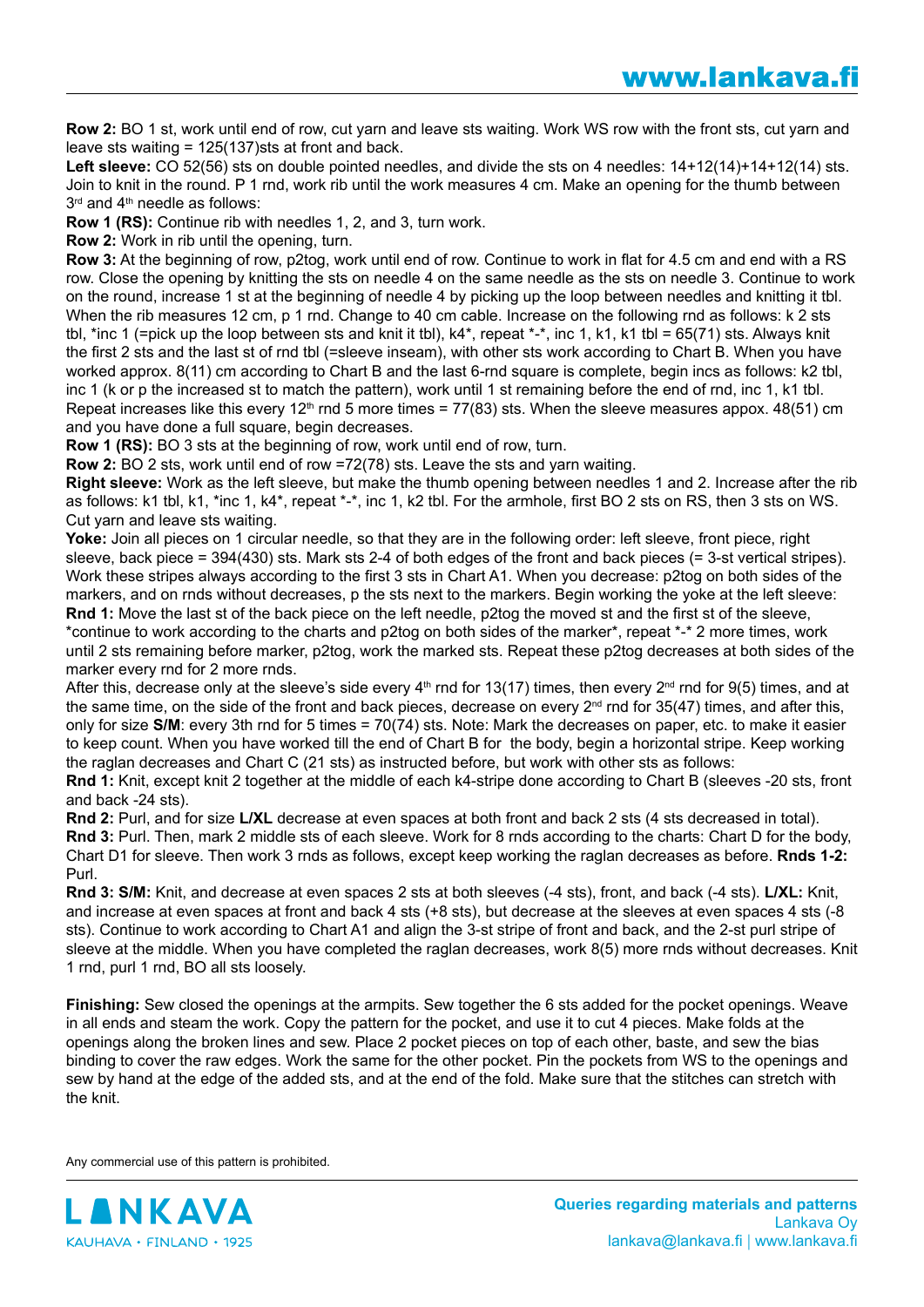**Row 2:** BO 1 st, work until end of row, cut yarn and leave sts waiting. Work WS row with the front sts, cut yarn and leave sts waiting = 125(137)sts at front and back.

**Left sleeve:** CO 52(56) sts on double pointed needles, and divide the sts on 4 needles: 14+12(14)+14+12(14) sts. Join to knit in the round. P 1 rnd, work rib until the work measures 4 cm. Make an opening for the thumb between 3rd and 4th needle as follows:

**Row 1 (RS):** Continue rib with needles 1, 2, and 3, turn work.

**Row 2:** Work in rib until the opening, turn.

**Row 3:** At the beginning of row, p2tog, work until end of row. Continue to work in flat for 4.5 cm and end with a RS row. Close the opening by knitting the sts on needle 4 on the same needle as the sts on needle 3. Continue to work on the round, increase 1 st at the beginning of needle 4 by picking up the loop between needles and knitting it tbl. When the rib measures 12 cm, p 1 rnd. Change to 40 cm cable. Increase on the following rnd as follows: k 2 sts tbl, *inc 1 (=pick up the loop between sts and knit it tbl), k4*, repeat *-*, inc 1, k1, k1 tbl = 65(71) sts. Always knit the first 2 sts and the last st of rnd tbl (=sleeve inseam), with other sts work according to Chart B. When you have worked approx. 8(11) cm according to Chart B and the last 6-rnd square is complete, begin incs as follows: k2 tbl, inc 1 (k or p the increased st to match the pattern), work until 1 st remaining before the end of rnd, inc 1, k1 tbl. Repeat increases like this every 12th rnd 5 more times = 77(83) sts. When the sleeve measures appox. 48(51) cm and you have done a full square, begin decreases.

**Row 1 (RS):** BO 3 sts at the beginning of row, work until end of row, turn.

**Row 2:** BO 2 sts, work until end of row =72(78) sts. Leave the sts and yarn waiting.

**Right sleeve:** Work as the left sleeve, but make the thumb opening between needles 1 and 2. Increase after the rib as follows: k1 tbl, k1, *inc 1, k4*, repeat *-*, inc 1, k2 tbl. For the armhole, first BO 2 sts on RS, then 3 sts on WS. Cut yarn and leave sts waiting.

**Yoke:** Join all pieces on 1 circular needle, so that they are in the following order: left sleeve, front piece, right sleeve, back piece = 394(430) sts. Mark sts 2-4 of both edges of the front and back pieces (= 3-st vertical stripes). Work these stripes always according to the first 3 sts in Chart A1. When you decrease: p2tog on both sides of the markers, and on rnds without decreases, p the sts next to the markers. Begin working the yoke at the left sleeve:

**Rnd 1:** Move the last st of the back piece on the left needle, p2tog the moved st and the first st of the sleeve, *continue to work according to the charts and p2tog on both sides of the marker*, repeat *-* 2 more times, work until 2 sts remaining before marker, p2tog, work the marked sts. Repeat these p2tog decreases at both sides of the marker every rnd for 2 more rnds.

After this, decrease only at the sleeve's side every 4th rnd for 13(17) times, then every 2nd rnd for 9(5) times, and at the same time, on the side of the front and back pieces, decrease on every 2nd rnd for 35(47) times, and after this, only for size **S/M**: every 3th rnd for 5 times = 70(74) sts. Note: Mark the decreases on paper, etc. to make it easier to keep count. When you have worked till the end of Chart B for the body, begin a horizontal stripe. Keep working the raglan decreases and Chart C (21 sts) as instructed before, but work with other sts as follows:

**Rnd 1:** Knit, except knit 2 together at the middle of each k4-stripe done according to Chart B (sleeves -20 sts, front and back -24 sts).

**Rnd 2:** Purl, and for size **L/XL** decrease at even spaces at both front and back 2 sts (4 sts decreased in total).

**Rnd 3:** Purl. Then, mark 2 middle sts of each sleeve. Work for 8 rnds according to the charts: Chart D for the body, Chart D1 for sleeve. Then work 3 rnds as follows, except keep working the raglan decreases as before. **Rnds 1-2:** Purl.

**Rnd 3: S/M:** Knit, and decrease at even spaces 2 sts at both sleeves (-4 sts), front, and back (-4 sts). **L/XL:** Knit, and increase at even spaces at front and back 4 sts (+8 sts), but decrease at the sleeves at even spaces 4 sts (-8 sts). Continue to work according to Chart A1 and align the 3-st stripe of front and back, and the 2-st purl stripe of sleeve at the middle. When you have completed the raglan decreases, work 8(5) more rnds without decreases. Knit 1 rnd, purl 1 rnd, BO all sts loosely.

**Finishing:** Sew closed the openings at the armpits. Sew together the 6 sts added for the pocket openings. Weave in all ends and steam the work. Copy the pattern for the pocket, and use it to cut 4 pieces. Make folds at the openings along the broken lines and sew. Place 2 pocket pieces on top of each other, baste, and sew the bias binding to cover the raw edges. Work the same for the other pocket. Pin the pockets from WS to the openings and sew by hand at the edge of the added sts, and at the end of the fold. Make sure that the stitches can stretch with the knit.

Any commercial use of this pattern is prohibited.

LANKAVA
KAUHAVA • FINLAND • 1925

**Queries regarding materials and patterns**
Lankava Oy
lankava@lankava.fi | www.lankava.fi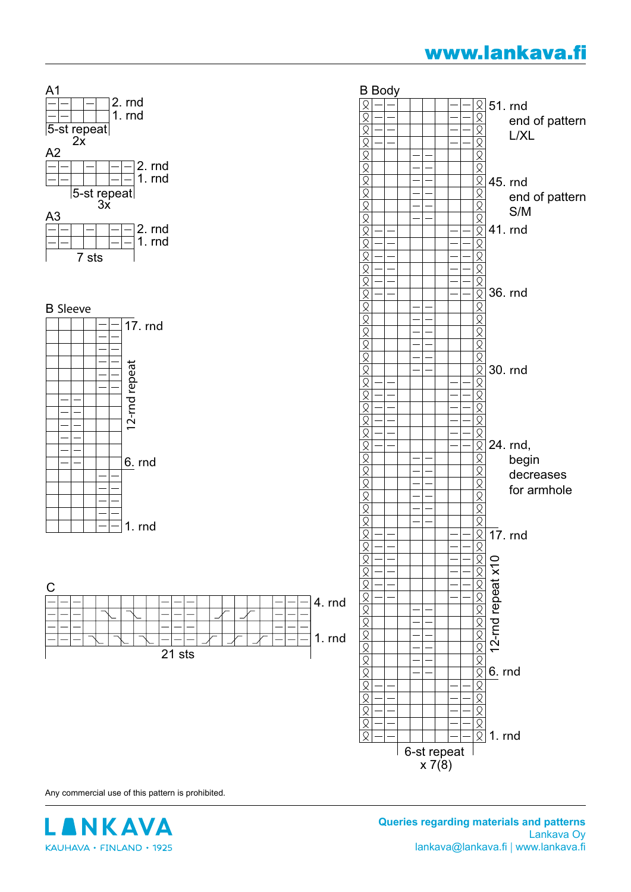A1

2. rnd
1. rnd
5-st repeat
2x

A2

2. rnd
1. rnd
5-st repeat
3x

A3

2. rnd
1. rnd
7 sts

B Sleeve

17. rnd
12-rnd repeat
6. rnd
1. rnd

C

4. rnd
1. rnd
21 sts

B Body

51. rnd
end of pattern L/XL

45. rnd
end of pattern S/M

41. rnd

36. rnd

30. rnd

24. rnd,
begin decreases for armhole

17. rnd

12-rnd repeat x10

6. rnd

1. rnd

6-st repeat
x 7(8)

Any commercial use of this pattern is prohibited.

**Queries regarding materials and patterns**
Lankava Oy
lankava@lankava.fi | www.lankava.fi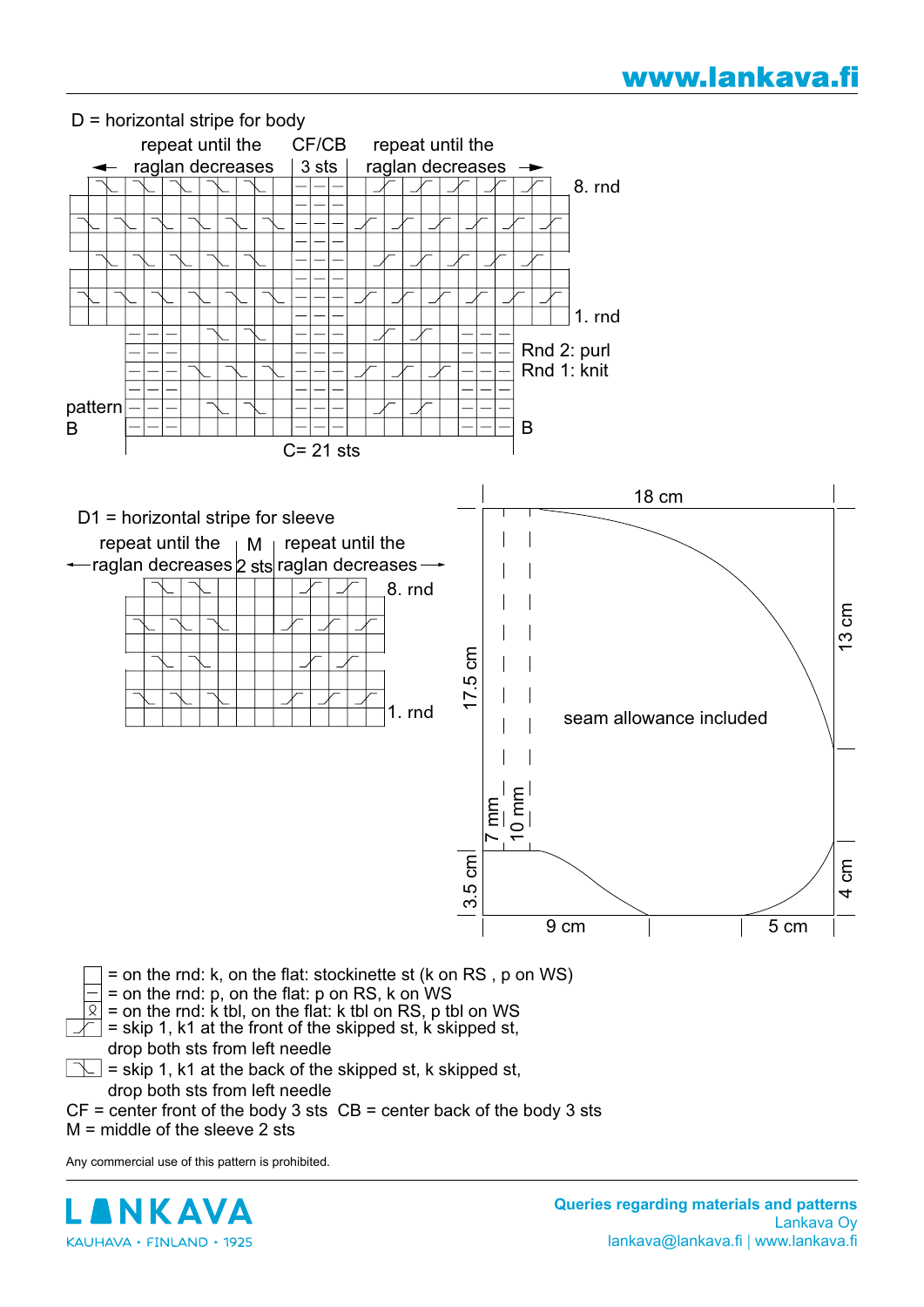D = horizontal stripe for body

repeat until the raglan decreases ← | CF/CB 3 sts | repeat until the raglan decreases →

8. rnd

1. rnd

Rnd 2: purl
Rnd 1: knit

pattern B

B

C= 21 sts

D1 = horizontal stripe for sleeve

← repeat until the raglan decreases | M 2 sts | repeat until the raglan decreases →

8. rnd

1. rnd

18 cm

13 cm

17.5 cm

seam allowance included

7 mm

10 mm

3.5 cm

4 cm

9 cm

5 cm

- □ = on the rnd: k, on the flat: stockinette st (k on RS , p on WS)
- − = on the rnd: p, on the flat: p on RS, k on WS
- ♀ = on the rnd: k tbl, on the flat: k tbl on RS, p tbl on WS
- ╱ = skip 1, k1 at the front of the skipped st, k skipped st, drop both sts from left needle
- ╲ = skip 1, k1 at the back of the skipped st, k skipped st, drop both sts from left needle

CF = center front of the body 3 sts CB = center back of the body 3 sts
M = middle of the sleeve 2 sts

Any commercial use of this pattern is prohibited.

LANKAVA
KAUHAVA • FINLAND • 1925

**Queries regarding materials and patterns**
Lankava Oy
lankava@lankava.fi | www.lankava.fi